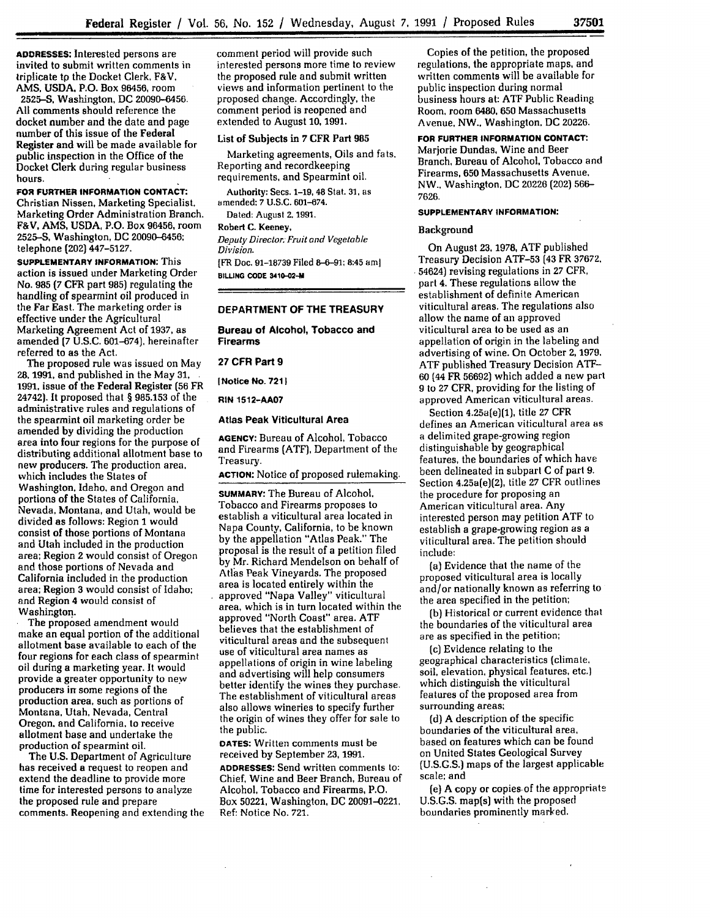**ADDRESSES:** Interested persons are invited to submit written comments in triplicate to the Docket Clerk, F&V, AMS, USDA, P.O. Box 96456, room 2525-S, Washington, DC 20090-6456. All comments should reference the docket number and the date and page number of this issue of the Federal Register and will be made available for public inspection in the Office of the Docket Clerk during regular business hours.

**FOR FURTHER INFORMATION CONTACT:** Christian Nissen, Marketing Specialist, Marketing Order Administration Branch, F&V, AMS, USDA, P.O. Box 96456, room 2525-S, Washington, DC 20090-6456; telephone (202) 447-5127.

**SUPPLEMENTARY INFORMATION:** This action is issued under Marketing Order No. 985 (7 CFR part 985) regulating the handling of spearmint oil produced in the Far East. The marketing order is effective under the Agricultural Marketing Agreement Act of 1937, as amended (7 U.S.C. 601-674), hereinafter referred to as the Act.

The proposed rule was issued on May 28, 1991, and published in the May 31, 1991, issue of the Federal Register (56 FR 24742). It proposed that § 985.153 of the administrative rules and regulations of the spearmint oil marketing order be amended by dividing the production area into four regions for the purpose of distributing additional allotment base to new producers. The production area, which includes the States of Washington, Idaho, and Oregon and portions of the States of California, Nevada, Montana, and Utah, would be divided as follows: Region 1 would consist of those portions of Montana and Utah included in the production area; Region 2 would consist of Oregon and those portions of Nevada and California included in the production area; Region 3 would consist of Idaho; and Region 4 would consist of Washington.

The proposed amendment would make an equal portion of the additional allotment base available to each of the four regions for each class of spearmint oil during a marketing year. It would provide a greater opportunity to new producers in some regions of the production area, such as portions of Montana, Utah, Nevada, Central Oregon, and California, to receive allotment base and undertake the production of spearmint oil.

The U.S. Department of Agriculture has received a request to reopen and extend the deadline to provide more time for interested persons to analyze the proposed rule and prepare comments. Reopening and extending the comment period will provide such interested persons more time to review the proposed rule and submit written views and information pertinent to the proposed change. Accordingly, the comment period is reopened and extended to August 10, 1991.

### List of Subjects in 7 CFR Part 985

Marketing agreements, Oils and fats, Reporting and recordkeeping requirements, and Spearmint oil.

Authority: Secs. 1-19, 48 Stat. 31, as amended; 7 U.S.C. 601-674.

Dated: August 2, 1991.

Robert C. Keeney,

*Deputy Director, Fruit and Vegetable Division.*

[FR Doc. 91-18739 Filed 8-6-91; 8:45 am]

BILLING CODE 3410-02-M

## DEPARTMENT OF THE TREASURY

### Bureau of Alcohol, Tobacco and Firearms

### 27 CFR Part 9

[Notice No. 721]

RIN 1512-AA07

### Atlas Peak Viticultural Area

**AGENCY:** Bureau of Alcohol, Tobacco and Firearms (ATF), Department of the Treasury.

**ACTION:** Notice of proposed rulemaking.

**SUMMARY:** The Bureau of Alcohol, Tobacco and Firearms proposes to establish a viticultural area located in Napa County, California, to be known by the appellation "Atlas Peak." The proposal is the result of a petition filed by Mr. Richard Mendelson on behalf of Atlas Peak Vineyards. The proposed area is located entirely within the approved "Napa Valley" viticultural area, which is in turn located within the approved "North Coast" area. ATF believes that the establishment of viticultural areas and the subsequent use of viticultural area names as appellations of origin in wine labeling and advertising will help consumers better identify the wines they purchase. The establishment of viticultural areas also allows wineries to specify further the origin of wines they offer for sale to the public.

**DATES:** Written comments must be received by September 23, 1991.

**ADDRESSES:** Send written comments to: Chief, Wine and Beer Branch, Bureau of Alcohol, Tobacco and Firearms, P.O. Box 50221, Washington, DC 20091-0221, Ref: Notice No. 721.

Copies of the petition, the proposed regulations, the appropriate maps, and written comments will be available for public inspection during normal business hours at: ATF Public Reading Room, room 6480, 650 Massachusetts Avenue, NW., Washington, DC 20226.

**FOR FURTHER INFORMATION CONTACT:** Marjorie Dundas, Wine and Beer Branch, Bureau of Alcohol, Tobacco and Firearms, 650 Massachusetts Avenue, NW., Washington, DC 20226 (202) 566-7626.

**SUPPLEMENTARY INFORMATION:**

### Background

On August 23, 1978, ATF published Treasury Decision ATF-53 (43 FR 37672, 54624) revising regulations in 27 CFR, part 4. These regulations allow the establishment of definite American viticultural areas. The regulations also allow the name of an approved viticultural area to be used as an appellation of origin in the labeling and advertising of wine. On October 2, 1979, ATF published Treasury Decision ATF-60 (44 FR 56692) which added a new part 9 to 27 CFR, providing for the listing of approved American viticultural areas.

Section 4.25a(e)(1), title 27 CFR defines an American viticultural area as a delimited grape-growing region distinguishable by geographical features, the boundaries of which have been delineated in subpart C of part 9. Section 4.25a(e)(2), title 27 CFR outlines the procedure for proposing an American viticultural area. Any interested person may petition ATF to establish a grape-growing region as a viticultural area. The petition should include:

(a) Evidence that the name of the proposed viticultural area is locally and/or nationally known as referring to the area specified in the petition;

(b) Historical or current evidence that the boundaries of the viticultural area are as specified in the petition;

(c) Evidence relating to the geographical characteristics (climate, soil, elevation, physical features, etc.) which distinguish the viticultural features of the proposed area from surrounding areas;

(d) A description of the specific boundaries of the viticultural area, based on features which can be found on United States Geological Survey (U.S.G.S.) maps of the largest applicable scale; and

(e) A copy or copies of the appropriate U.S.G.S. map(s) with the proposed boundaries prominently marked.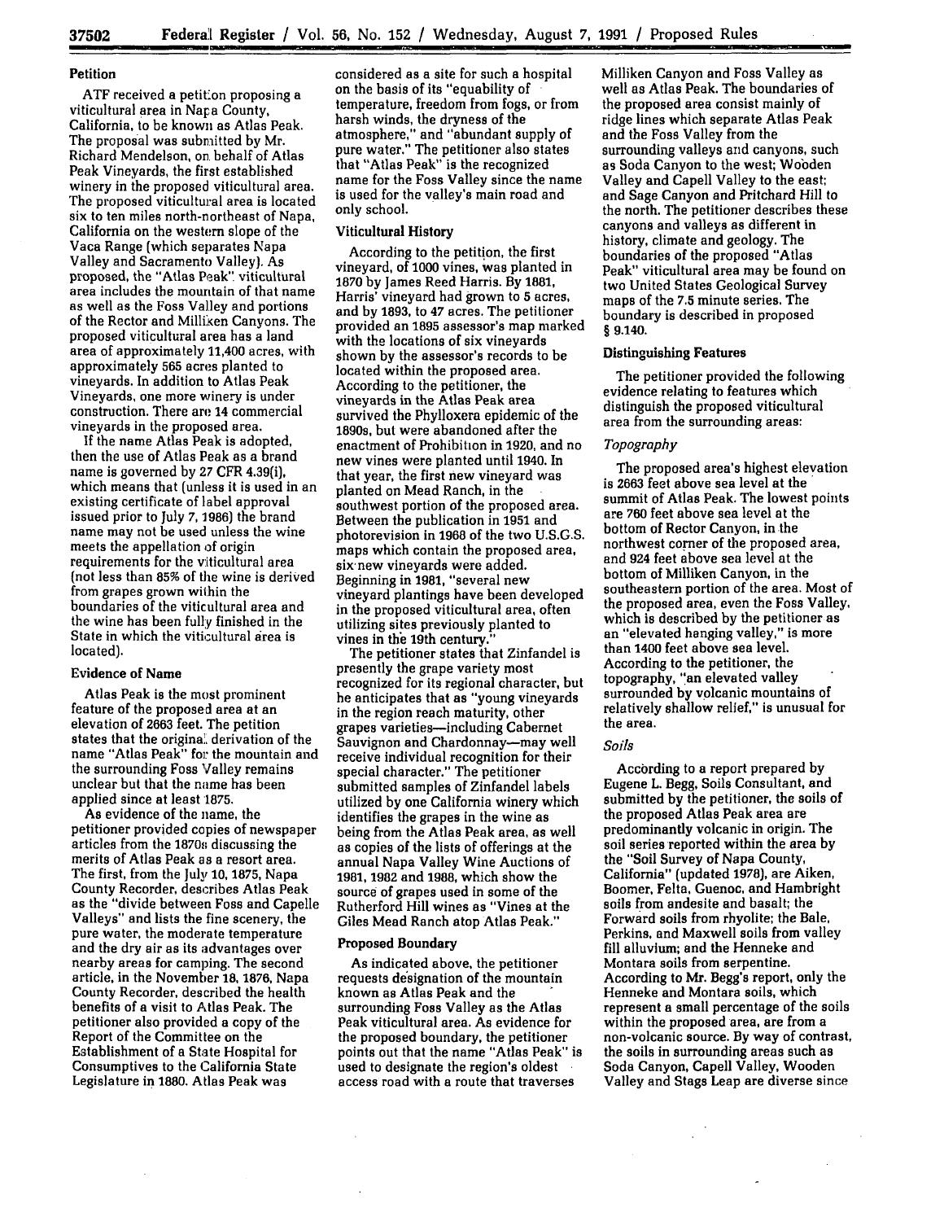## Petition

ATF received a petition proposing a viticultural area in Napa County, California, to be known as Atlas Peak. The proposal was submitted by Mr. Richard Mendelson, on behalf of Atlas Peak Vineyards, the first established winery in the proposed viticultural area. The proposed viticultural area is located six to ten miles north-northeast of Napa, California on the western slope of the Vaca Range (which separates Napa Valley and Sacramento Valley). As proposed, the "Atlas Peak" viticultural area includes the mountain of that name as well as the Foss Valley and portions of the Rector and Milliken Canyons. The proposed viticultural area has a land area of approximately 11,400 acres, with approximately 565 acres planted to vineyards. In addition to Atlas Peak Vineyards, one more winery is under construction. There are 14 commercial vineyards in the proposed area.

If the name Atlas Peak is adopted, then the use of Atlas Peak as a brand name is governed by 27 CFR 4.39(i), which means that (unless it is used in an existing certificate of label approval issued prior to July 7, 1986) the brand name may not be used unless the wine meets the appellation of origin requirements for the viticultural area (not less than 85% of the wine is derived from grapes grown within the boundaries of the viticultural area and the wine has been fully finished in the State in which the viticultural area is located).

## Evidence of Name

Atlas Peak is the most prominent feature of the proposed area at an elevation of 2663 feet. The petition states that the original derivation of the name "Atlas Peak" for the mountain and the surrounding Foss Valley remains unclear but that the name has been applied since at least 1875.

As evidence of the name, the petitioner provided copies of newspaper articles from the 1870s discussing the merits of Atlas Peak as a resort area. The first, from the July 10, 1875, Napa County Recorder, describes Atlas Peak as the "divide between Foss and Capelle Valleys" and lists the fine scenery, the pure water, the moderate temperature and the dry air as its advantages over nearby areas for camping. The second article, in the November 18, 1876, Napa County Recorder, described the health benefits of a visit to Atlas Peak. The petitioner also provided a copy of the Report of the Committee on the Establishment of a State Hospital for Consumptives to the California State Legislature in 1880. Atlas Peak was considered as a site for such a hospital on the basis of its "equability of temperature, freedom from fogs, or from harsh winds, the dryness of the atmosphere," and "abundant supply of pure water." The petitioner also states that "Atlas Peak" is the recognized name for the Foss Valley since the name is used for the valley's main road and only school.

## Viticultural History

According to the petition, the first vineyard, of 1000 vines, was planted in 1870 by James Reed Harris. By 1881, Harris' vineyard had grown to 5 acres, and by 1893, to 47 acres. The petitioner provided an 1895 assessor's map marked with the locations of six vineyards shown by the assessor's records to be located within the proposed area. According to the petitioner, the vineyards in the Atlas Peak area survived the Phylloxera epidemic of the 1890s, but were abandoned after the enactment of Prohibition in 1920, and no new vines were planted until 1940. In that year, the first new vineyard was planted on Mead Ranch, in the southwest portion of the proposed area. Between the publication in 1951 and photorevision in 1968 of the two U.S.G.S. maps which contain the proposed area, six new vineyards were added. Beginning in 1981, "several new vineyard plantings have been developed in the proposed viticultural area, often utilizing sites previously planted to vines in the 19th century."

The petitioner states that Zinfandel is presently the grape variety most recognized for its regional character, but he anticipates that as "young vineyards in the region reach maturity, other grapes varieties—including Cabernet Sauvignon and Chardonnay—may well receive individual recognition for their special character." The petitioner submitted samples of Zinfandel labels utilized by one California winery which identifies the grapes in the wine as being from the Atlas Peak area, as well as copies of the lists of offerings at the annual Napa Valley Wine Auctions of 1981, 1982 and 1986, which show the source of grapes used in some of the Rutherford Hill wines as "Vines at the Giles Mead Ranch atop Atlas Peak."

## Proposed Boundary

As indicated above, the petitioner requests designation of the mountain known as Atlas Peak and the surrounding Foss Valley as the Atlas Peak viticultural area. As evidence for the proposed boundary, the petitioner points out that the name "Atlas Peak" is used to designate the region's oldest access road with a route that traverses Milliken Canyon and Foss Valley as well as Atlas Peak. The boundaries of the proposed area consist mainly of ridge lines which separate Atlas Peak and the Foss Valley from the surrounding valleys and canyons, such as Soda Canyon to the west; Wooden Valley and Capell Valley to the east; and Sage Canyon and Pritchard Hill to the north. The petitioner describes these canyons and valleys as different in history, climate and geology. The boundaries of the proposed "Atlas Peak" viticultural area may be found on two United States Geological Survey maps of the 7.5 minute series. The boundary is described in proposed § 9.140.

## Distinguishing Features

The petitioner provided the following evidence relating to features which distinguish the proposed viticultural area from the surrounding areas:

### *Topography*

The proposed area's highest elevation is 2663 feet above sea level at the summit of Atlas Peak. The lowest points are 760 feet above sea level at the bottom of Rector Canyon, in the northwest corner of the proposed area, and 924 feet above sea level at the bottom of Milliken Canyon, in the southeastern portion of the area. Most of the proposed area, even the Foss Valley, which is described by the petitioner as an "elevated hanging valley," is more than 1400 feet above sea level. According to the petitioner, the topography, "an elevated valley surrounded by volcanic mountains of relatively shallow relief," is unusual for the area.

### *Soils*

According to a report prepared by Eugene L. Begg, Soils Consultant, and submitted by the petitioner, the soils of the proposed Atlas Peak area are predominantly volcanic in origin. The soil series reported within the area by the "Soil Survey of Napa County, California" (updated 1978), are Aiken, Boomer, Felta, Guenoc, and Hambright soils from andesite and basalt; the Forward soils from rhyolite; the Bale, Perkins, and Maxwell soils from valley fill alluvium; and the Henneke and Montara soils from serpentine. According to Mr. Begg's report, only the Henneke and Montara soils, which represent a small percentage of the soils within the proposed area, are from a non-volcanic source. By way of contrast, the soils in surrounding areas such as Soda Canyon, Capell Valley, Wooden Valley and Stags Leap are diverse since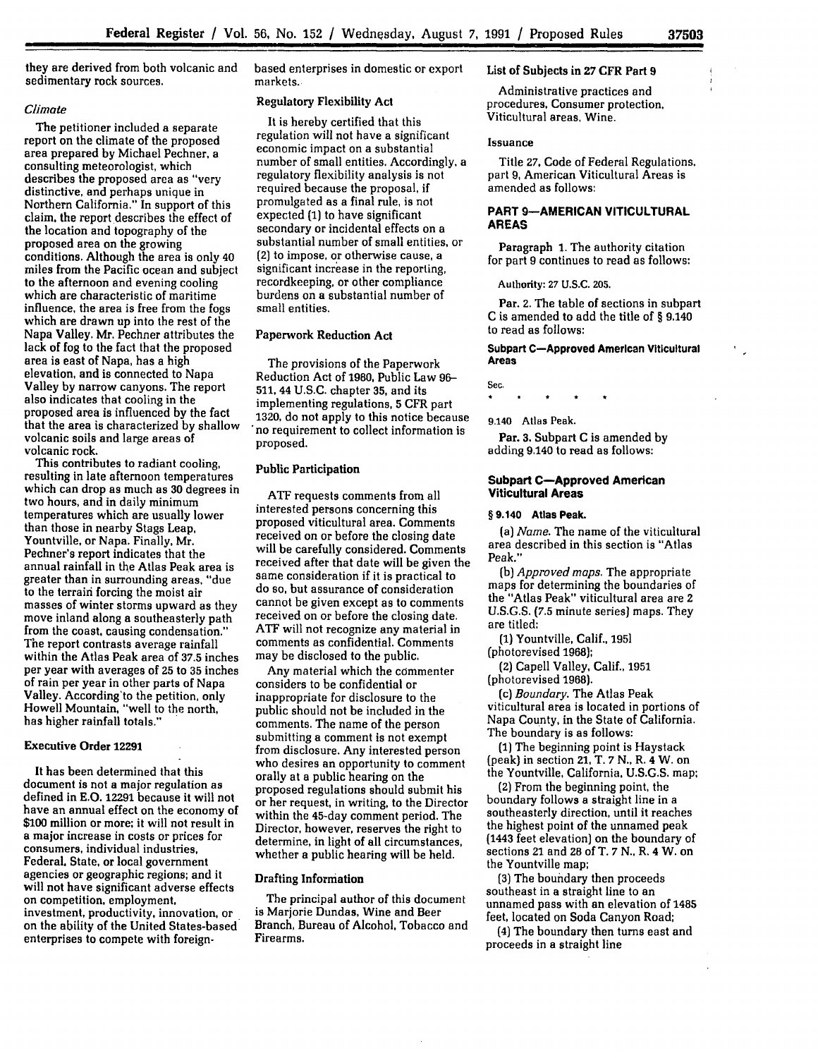they are derived from both volcanic and sedimentary rock sources.

*Climate*

The petitioner included a separate report on the climate of the proposed area prepared by Michael Pechner, a consulting meteorologist, which describes the proposed area as "very distinctive, and perhaps unique in Northern California." In support of this claim, the report describes the effect of the location and topography of the proposed area on the growing conditions. Although the area is only 40 miles from the Pacific ocean and subject to the afternoon and evening cooling which are characteristic of maritime influence, the area is free from the fogs which are drawn up into the rest of the Napa Valley. Mr. Pechner attributes the lack of fog to the fact that the proposed area is east of Napa, has a high elevation, and is connected to Napa Valley by narrow canyons. The report also indicates that cooling in the proposed area is influenced by the fact that the area is characterized by shallow volcanic soils and large areas of volcanic rock.

This contributes to radiant cooling, resulting in late afternoon temperatures which can drop as much as 30 degrees in two hours, and in daily minimum temperatures which are usually lower than those in nearby Stags Leap, Yountville, or Napa. Finally, Mr. Pechner's report indicates that the annual rainfall in the Atlas Peak area is greater than in surrounding areas, "due to the terrain forcing the moist air masses of winter storms upward as they move inland along a southeasterly path from the coast, causing condensation." The report contrasts average rainfall within the Atlas Peak area of 37.5 inches per year with averages of 25 to 35 inches of rain per year in other parts of Napa Valley. According to the petition, only Howell Mountain, "well to the north, has higher rainfall totals."

## Executive Order 12291

It has been determined that this document is not a major regulation as defined in E.O. 12291 because it will not have an annual effect on the economy of $100 million or more; it will not result in a major increase in costs or prices for consumers, individual industries, Federal, State, or local government agencies or geographic regions; and it will not have significant adverse effects on competition, employment, investment, productivity, innovation, or on the ability of the United States-based enterprises to compete with foreign-based enterprises in domestic or export markets.

## Regulatory Flexibility Act

It is hereby certified that this regulation will not have a significant economic impact on a substantial number of small entities. Accordingly, a regulatory flexibility analysis is not required because the proposal, if promulgated as a final rule, is not expected (1) to have significant secondary or incidental effects on a substantial number of small entities, or (2) to impose, or otherwise cause, a significant increase in the reporting, recordkeeping, or other compliance burdens on a substantial number of small entities.

## Paperwork Reduction Act

The provisions of the Paperwork Reduction Act of 1980, Public Law 96-511, 44 U.S.C. chapter 35, and its implementing regulations, 5 CFR part 1320, do not apply to this notice because no requirement to collect information is proposed.

## Public Participation

ATF requests comments from all interested persons concerning this proposed viticultural area. Comments received on or before the closing date will be carefully considered. Comments received after that date will be given the same consideration if it is practical to do so, but assurance of consideration cannot be given except as to comments received on or before the closing date. ATF will not recognize any material in comments as confidential. Comments may be disclosed to the public.

Any material which the commenter considers to be confidential or inappropriate for disclosure to the public should not be included in the comments. The name of the person submitting a comment is not exempt from disclosure. Any interested person who desires an opportunity to comment orally at a public hearing on the proposed regulations should submit his or her request, in writing, to the Director within the 45-day comment period. The Director, however, reserves the right to determine, in light of all circumstances, whether a public hearing will be held.

## Drafting Information

The principal author of this document is Marjorie Dundas, Wine and Beer Branch, Bureau of Alcohol, Tobacco and Firearms.

## List of Subjects in 27 CFR Part 9

Administrative practices and procedures, Consumer protection, Viticultural areas, Wine.

## Issuance

Title 27, Code of Federal Regulations, part 9, American Viticultural Areas is amended as follows:

## PART 9—AMERICAN VITICULTURAL AREAS

Paragraph 1. The authority citation for part 9 continues to read as follows:

Authority: 27 U.S.C. 205.

Par. 2. The table of sections in subpart C is amended to add the title of § 9.140 to read as follows:

### Subpart C—Approved American Viticultural Areas

Sec.

\* \* \* \* \*

9.140 Atlas Peak.

Par. 3. Subpart C is amended by adding 9.140 to read as follows:

### Subpart C—Approved American Viticultural Areas

**§ 9.140 Atlas Peak.**

(a) *Name.* The name of the viticultural area described in this section is "Atlas Peak."

(b) *Approved maps.* The appropriate maps for determining the boundaries of the "Atlas Peak" viticultural area are 2 U.S.G.S. (7.5 minute series) maps. They are titled:

(1) Yountville, Calif., 1951 (photorevised 1968);

(2) Capell Valley, Calif., 1951 (photorevised 1968).

(c) *Boundary.* The Atlas Peak viticultural area is located in portions of Napa County, in the State of California. The boundary is as follows:

(1) The beginning point is Haystack (peak) in section 21, T. 7 N., R. 4 W. on the Yountville, California, U.S.G.S. map;

(2) From the beginning point, the boundary follows a straight line in a southeasterly direction, until it reaches the highest point of the unnamed peak (1443 feet elevation) on the boundary of sections 21 and 28 of T. 7 N., R. 4 W. on the Yountville map;

(3) The boundary then proceeds southeast in a straight line to an unnamed pass with an elevation of 1485 feet, located on Soda Canyon Road;

(4) The boundary then turns east and proceeds in a straight line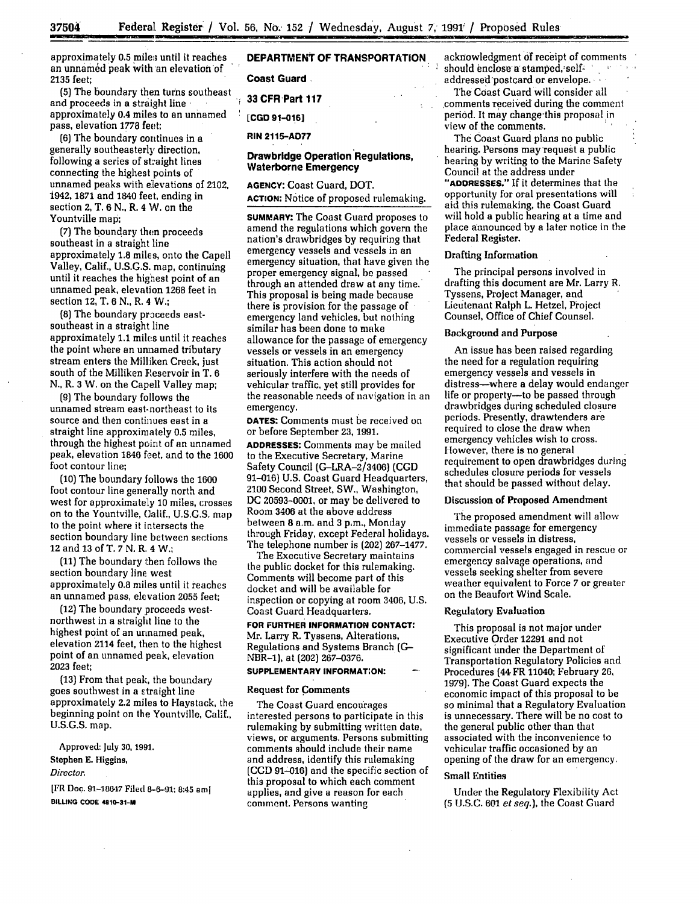approximately 0.5 miles until it reaches an unnamed peak with an elevation of 2135 feet;

(5) The boundary then turns southeast and proceeds in a straight line approximately 0.4 miles to an unnamed pass, elevation 1778 feet;

(6) The boundary continues in a generally southeasterly direction, following a series of straight lines connecting the highest points of unnamed peaks with elevations of 2102, 1942, 1871 and 1840 feet, ending in section 2, T. 6 N., R. 4 W. on the Yountville map;

(7) The boundary then proceeds southeast in a straight line approximately 1.8 miles, onto the Capell Valley, Calif., U.S.G.S. map, continuing until it reaches the highest point of an unnamed peak, elevation 1268 feet in section 12, T. 6 N., R. 4 W.;

(8) The boundary proceeds east-southeast in a straight line approximately 1.1 miles until it reaches the point where an unnamed tributary stream enters the Milliken Creek, just south of the Milliken Reservoir in T. 6 N., R. 3 W. on the Capell Valley map;

(9) The boundary follows the unnamed stream east-northeast to its source and then continues east in a straight line approximately 0.5 miles, through the highest point of an unnamed peak, elevation 1846 feet, and to the 1600 foot contour line;

(10) The boundary follows the 1600 foot contour line generally north and west for approximately 10 miles, crosses on to the Yountville, Calif., U.S.G.S. map to the point where it intersects the section boundary line between sections 12 and 13 of T. 7 N. R. 4 W.;

(11) The boundary then follows the section boundary line west approximately 0.8 miles until it reaches an unnamed pass, elevation 2055 feet;

(12) The boundary proceeds west-northwest in a straight line to the highest point of an unnamed peak, elevation 2114 feet, then to the highest point of an unnamed peak, elevation 2023 feet;

(13) From that peak, the boundary goes southwest in a straight line approximately 2.2 miles to Haystack, the beginning point on the Yountville, Calif., U.S.G.S. map.

Approved: July 30, 1991.

**Stephen E. Higgins,**

*Director.*

[FR Doc. 91-18647 Filed 8-6-91; 8:45 am]

**BILLING CODE 4810-31-M**

---

**DEPARTMENT OF TRANSPORTATION**

**Coast Guard**

**33 CFR Part 117**

**[CGD 91-016]**

**RIN 2115-AD77**

## Drawbridge Operation Regulations, Waterborne Emergency

**AGENCY:** Coast Guard, DOT.

**ACTION:** Notice of proposed rulemaking.

**SUMMARY:** The Coast Guard proposes to amend the regulations which govern the nation's drawbridges by requiring that emergency vessels and vessels in an emergency situation, that have given the proper emergency signal, be passed through an attended draw at any time. This proposal is being made because there is provision for the passage of emergency land vehicles, but nothing similar has been done to make allowance for the passage of emergency vessels or vessels in an emergency situation. This action should not seriously interfere with the needs of vehicular traffic, yet still provides for the reasonable needs of navigation in an emergency.

**DATES:** Comments must be received on or before September 23, 1991.

**ADDRESSES:** Comments may be mailed to the Executive Secretary, Marine Safety Council (G-LRA-2/3406) (CGD 91-016) U.S. Coast Guard Headquarters, 2100 Second Street, SW., Washington, DC 20593-0001, or may be delivered to Room 3406 at the above address between 8 a.m. and 3 p.m., Monday through Friday, except Federal holidays. The telephone number is (202) 267-1477.

The Executive Secretary maintains the public docket for this rulemaking. Comments will become part of this docket and will be available for inspection or copying at room 3406, U.S. Coast Guard Headquarters.

**FOR FURTHER INFORMATION CONTACT:** Mr. Larry R. Tyssens, Alterations, Regulations and Systems Branch (G-NBR-1), at (202) 267-0376.

**SUPPLEMENTARY INFORMATION:**

### Request for Comments

The Coast Guard encourages interested persons to participate in this rulemaking by submitting written data, views, or arguments. Persons submitting comments should include their name and address, identify this rulemaking (CGD 91-016) and the specific section of this proposal to which each comment applies, and give a reason for each comment. Persons wanting acknowledgment of receipt of comments should enclose a stamped, self-addressed postcard or envelope.

The Coast Guard will consider all comments received during the comment period. It may change this proposal in view of the comments.

The Coast Guard plans no public hearing. Persons may request a public hearing by writing to the Marine Safety Council at the address under "**ADDRESSES.**" If it determines that the opportunity for oral presentations will aid this rulemaking, the Coast Guard will hold a public hearing at a time and place announced by a later notice in the Federal Register.

### Drafting Information

The principal persons involved in drafting this document are Mr. Larry R. Tyssens, Project Manager, and Lieutenant Ralph L. Hetzel, Project Counsel, Office of Chief Counsel.

### Background and Purpose

An issue has been raised regarding the need for a regulation requiring emergency vessels and vessels in distress—where a delay would endanger life or property—to be passed through drawbridges during scheduled closure periods. Presently, drawtenders are required to close the draw when emergency vehicles wish to cross. However, there is no general requirement to open drawbridges during schedules closure periods for vessels that should be passed without delay.

### Discussion of Proposed Amendment

The proposed amendment will allow immediate passage for emergency vessels or vessels in distress, commercial vessels engaged in rescue or emergency salvage operations, and vessels seeking shelter from severe weather equivalent to Force 7 or greater on the Beaufort Wind Scale.

### Regulatory Evaluation

This proposal is not major under Executive Order 12291 and not significant under the Department of Transportation Regulatory Policies and Procedures (44 FR 11040; February 26, 1979). The Coast Guard expects the economic impact of this proposal to be so minimal that a Regulatory Evaluation is unnecessary. There will be no cost to the general public other than that associated with the inconvenience to vehicular traffic occasioned by an opening of the draw for an emergency.

### Small Entities

Under the Regulatory Flexibility Act (5 U.S.C. 601 *et seq.*), the Coast Guard